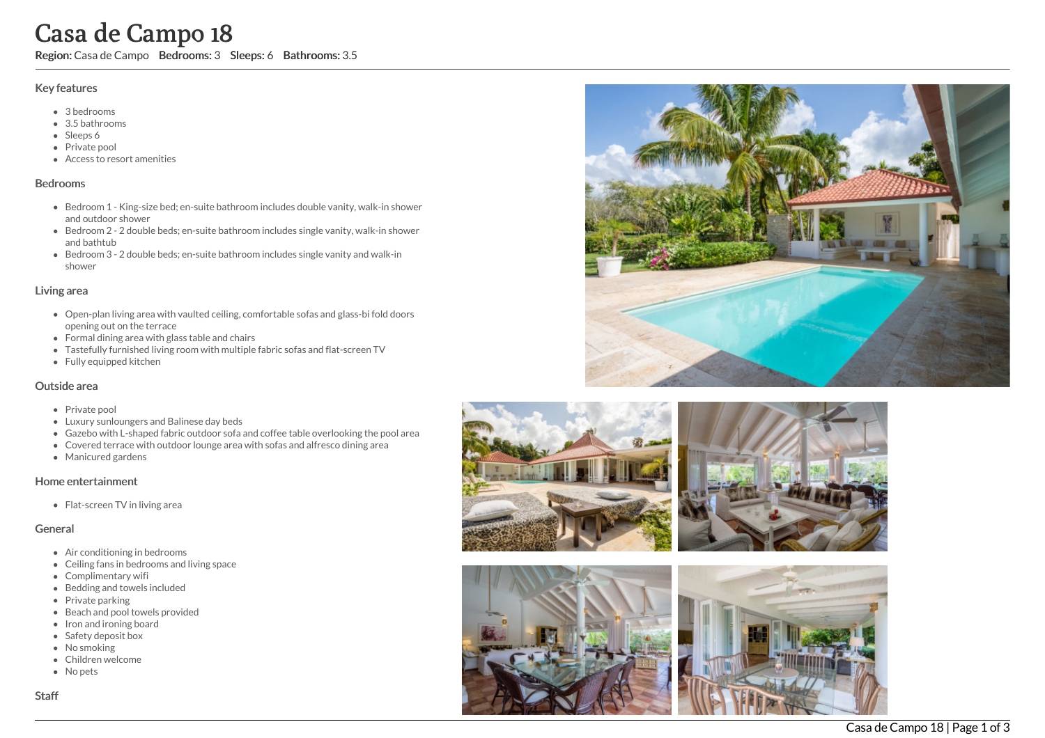# Casa de Campo 18

**Region:** Casa de Campo **Bedrooms:** 3 **Sleeps:** 6 **Bathrooms:** 3.5

## Key features

- 3 bedrooms
- 3.5 bathrooms
- Sleeps 6
- Private pool
- Access to resort amenities

## Bedrooms

- Bedroom 1 - King-size bed; en-suite bathroom includes double vanity, walk-in shower and outdoor shower
- Bedroom 2 - 2 double beds; en-suite bathroom includes single vanity, walk-in shower and bathtub
- Bedroom 3 - 2 double beds; en-suite bathroom includes single vanity and walk-in shower

## Living area

- Open-plan living area with vaulted ceiling, comfortable sofas and glass-bi fold doors opening out on the terrace
- Formal dining area with glass table and chairs
- Tastefully furnished living room with multiple fabric sofas and flat-screen TV
- Fully equipped kitchen

## Outside area

- Private pool
- Luxury sunloungers and Balinese day beds
- Gazebo with L-shaped fabric outdoor sofa and coffee table overlooking the pool area
- Covered terrace with outdoor lounge area with sofas and alfresco dining area
- Manicured gardens

## Home entertainment

- Flat-screen TV in living area

## General

- Air conditioning in bedrooms
- Ceiling fans in bedrooms and living space
- Complimentary wifi
- Bedding and towels included
- Private parking
- Beach and pool towels provided
- Iron and ironing board
- Safety deposit box
- No smoking
- Children welcome
- No pets

## Staff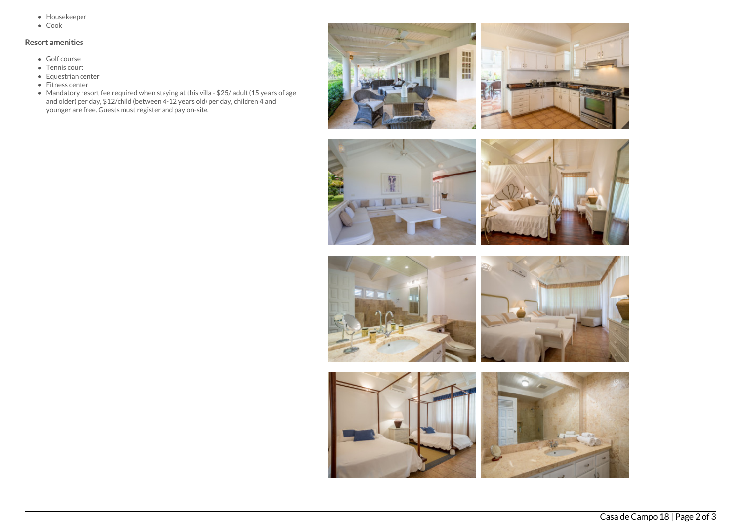- Housekeeper
- Cook

### Resort amenities

- Golf course
- Tennis court
- Equestrian center
- Fitness center
- Mandatory resort fee required when staying at this villa - $25/ adult (15 years of age and older) per day, $12/child (between 4-12 years old) per day, children 4 and younger are free. Guests must register and pay on-site.